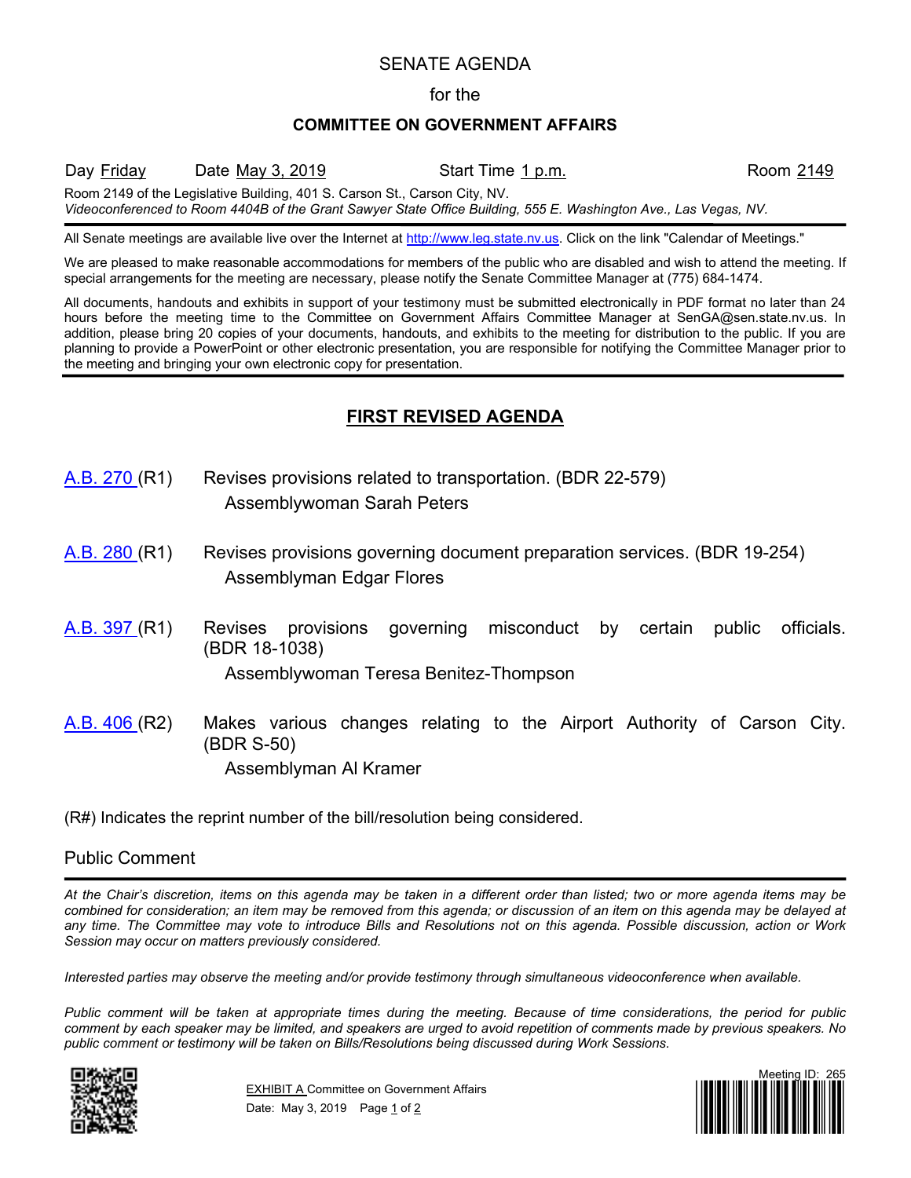# SENATE AGENDA

for the

## COMMITTEE ON GOVERNMENT AFFAIRS

Day Friday &nbsp;&nbsp;&nbsp; Date May 3, 2019 &nbsp;&nbsp;&nbsp; Start Time 1 p.m. &nbsp;&nbsp;&nbsp; Room 2149

Room 2149 of the Legislative Building, 401 S. Carson St., Carson City, NV.
*Videoconferenced to Room 4404B of the Grant Sawyer State Office Building, 555 E. Washington Ave., Las Vegas, NV.*

---

All Senate meetings are available live over the Internet at http://www.leg.state.nv.us. Click on the link "Calendar of Meetings."

We are pleased to make reasonable accommodations for members of the public who are disabled and wish to attend the meeting. If special arrangements for the meeting are necessary, please notify the Senate Committee Manager at (775) 684-1474.

All documents, handouts and exhibits in support of your testimony must be submitted electronically in PDF format no later than 24 hours before the meeting time to the Committee on Government Affairs Committee Manager at SenGA@sen.state.nv.us. In addition, please bring 20 copies of your documents, handouts, and exhibits to the meeting for distribution to the public. If you are planning to provide a PowerPoint or other electronic presentation, you are responsible for notifying the Committee Manager prior to the meeting and bringing your own electronic copy for presentation.

---

## FIRST REVISED AGENDA

**A.B. 270 (R1)** Revises provisions related to transportation. (BDR 22-579)
Assemblywoman Sarah Peters

**A.B. 280 (R1)** Revises provisions governing document preparation services. (BDR 19-254)
Assemblyman Edgar Flores

**A.B. 397 (R1)** Revises provisions governing misconduct by certain public officials. (BDR 18-1038)
Assemblywoman Teresa Benitez-Thompson

**A.B. 406 (R2)** Makes various changes relating to the Airport Authority of Carson City. (BDR S-50)
Assemblyman Al Kramer

(R#) Indicates the reprint number of the bill/resolution being considered.

Public Comment

---

*At the Chair's discretion, items on this agenda may be taken in a different order than listed; two or more agenda items may be combined for consideration; an item may be removed from this agenda; or discussion of an item on this agenda may be delayed at any time. The Committee may vote to introduce Bills and Resolutions not on this agenda. Possible discussion, action or Work Session may occur on matters previously considered.*

*Interested parties may observe the meeting and/or provide testimony through simultaneous videoconference when available.*

*Public comment will be taken at appropriate times during the meeting. Because of time considerations, the period for public comment by each speaker may be limited, and speakers are urged to avoid repetition of comments made by previous speakers. No public comment or testimony will be taken on Bills/Resolutions being discussed during Work Sessions.*

EXHIBIT A Committee on Government Affairs
Date: May 3, 2019

Meeting ID: 265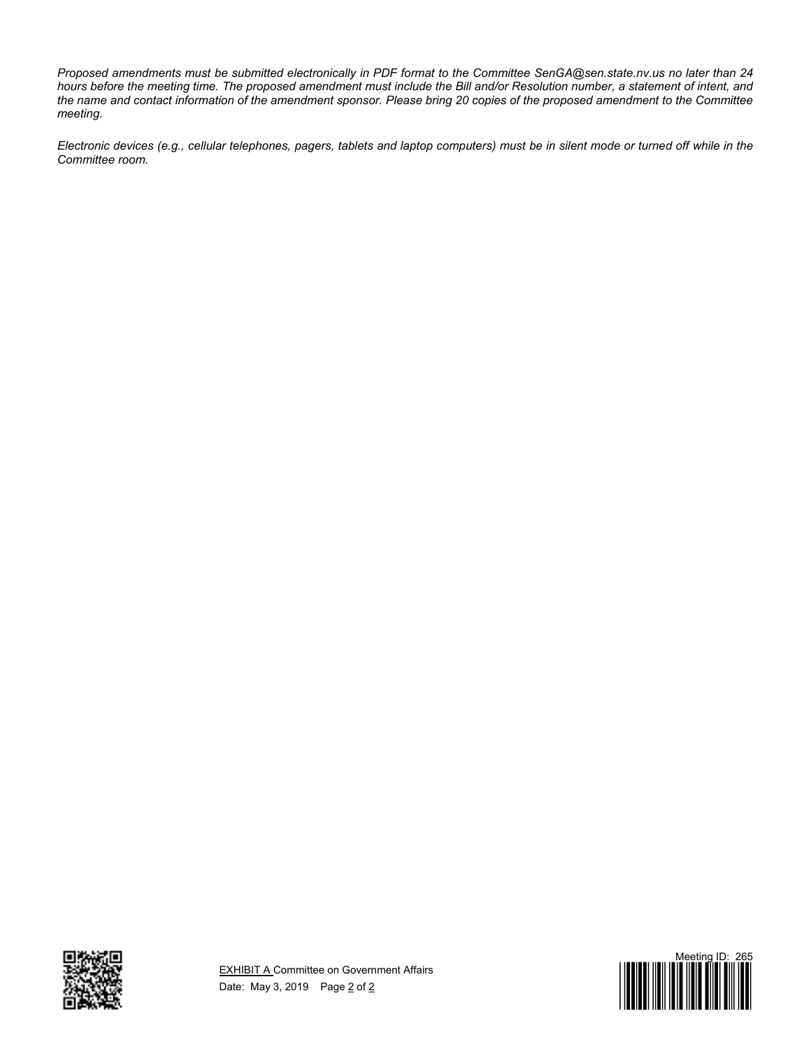*Proposed amendments must be submitted electronically in PDF format to the Committee SenGA@sen.state.nv.us no later than 24 hours before the meeting time. The proposed amendment must include the Bill and/or Resolution number, a statement of intent, and the name and contact information of the amendment sponsor. Please bring 20 copies of the proposed amendment to the Committee meeting.*

*Electronic devices (e.g., cellular telephones, pagers, tablets and laptop computers) must be in silent mode or turned off while in the Committee room.*